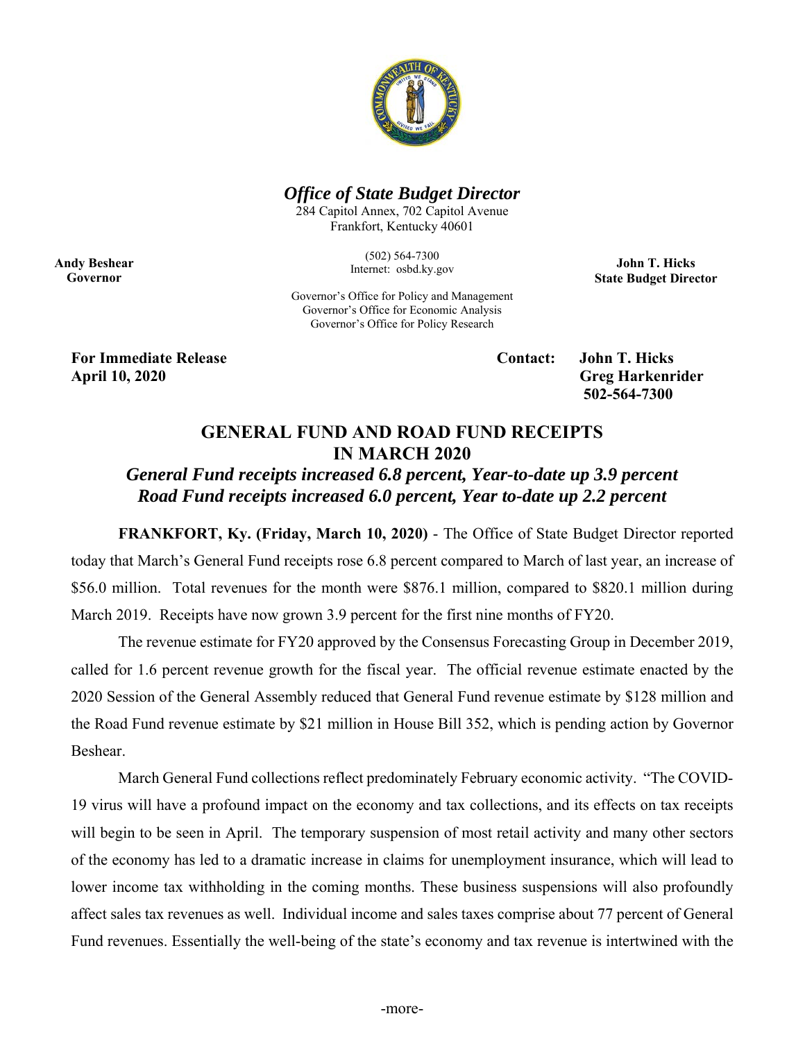***Office of State Budget Director***

284 Capitol Annex, 702 Capitol Avenue
Frankfort, Kentucky 40601

(502) 564-7300
Internet: osbd.ky.gov

Governor's Office for Policy and Management
Governor's Office for Economic Analysis
Governor's Office for Policy Research

**Andy Beshear**
**Governor**

**John T. Hicks**
**State Budget Director**

**For Immediate Release**
**April 10, 2020**

**Contact: John T. Hicks**
**Greg Harkenrider**
**502-564-7300**

## GENERAL FUND AND ROAD FUND RECEIPTS IN MARCH 2020

### *General Fund receipts increased 6.8 percent, Year-to-date up 3.9 percent*
### *Road Fund receipts increased 6.0 percent, Year to-date up 2.2 percent*

**FRANKFORT, Ky. (Friday, March 10, 2020)** - The Office of State Budget Director reported today that March's General Fund receipts rose 6.8 percent compared to March of last year, an increase of $56.0 million. Total revenues for the month were $876.1 million, compared to $820.1 million during March 2019. Receipts have now grown 3.9 percent for the first nine months of FY20.

The revenue estimate for FY20 approved by the Consensus Forecasting Group in December 2019, called for 1.6 percent revenue growth for the fiscal year. The official revenue estimate enacted by the 2020 Session of the General Assembly reduced that General Fund revenue estimate by $128 million and the Road Fund revenue estimate by $21 million in House Bill 352, which is pending action by Governor Beshear.

March General Fund collections reflect predominately February economic activity. "The COVID-19 virus will have a profound impact on the economy and tax collections, and its effects on tax receipts will begin to be seen in April. The temporary suspension of most retail activity and many other sectors of the economy has led to a dramatic increase in claims for unemployment insurance, which will lead to lower income tax withholding in the coming months. These business suspensions will also profoundly affect sales tax revenues as well. Individual income and sales taxes comprise about 77 percent of General Fund revenues. Essentially the well-being of the state's economy and tax revenue is intertwined with the

-more-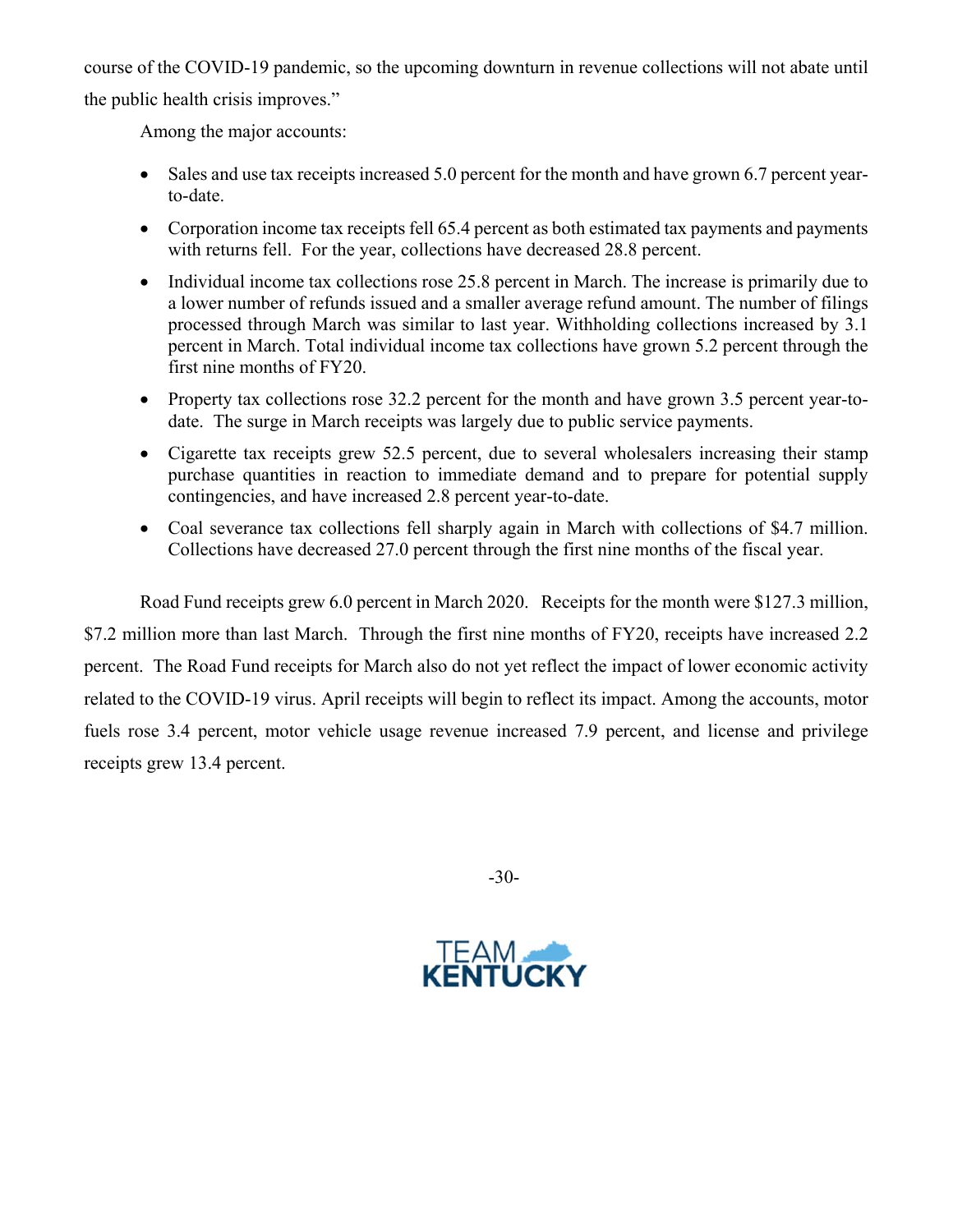course of the COVID-19 pandemic, so the upcoming downturn in revenue collections will not abate until the public health crisis improves."

Among the major accounts:

- Sales and use tax receipts increased 5.0 percent for the month and have grown 6.7 percent year-to-date.
- Corporation income tax receipts fell 65.4 percent as both estimated tax payments and payments with returns fell. For the year, collections have decreased 28.8 percent.
- Individual income tax collections rose 25.8 percent in March. The increase is primarily due to a lower number of refunds issued and a smaller average refund amount. The number of filings processed through March was similar to last year. Withholding collections increased by 3.1 percent in March. Total individual income tax collections have grown 5.2 percent through the first nine months of FY20.
- Property tax collections rose 32.2 percent for the month and have grown 3.5 percent year-to-date. The surge in March receipts was largely due to public service payments.
- Cigarette tax receipts grew 52.5 percent, due to several wholesalers increasing their stamp purchase quantities in reaction to immediate demand and to prepare for potential supply contingencies, and have increased 2.8 percent year-to-date.
- Coal severance tax collections fell sharply again in March with collections of $4.7 million. Collections have decreased 27.0 percent through the first nine months of the fiscal year.

Road Fund receipts grew 6.0 percent in March 2020. Receipts for the month were $127.3 million, $7.2 million more than last March. Through the first nine months of FY20, receipts have increased 2.2 percent. The Road Fund receipts for March also do not yet reflect the impact of lower economic activity related to the COVID-19 virus. April receipts will begin to reflect its impact. Among the accounts, motor fuels rose 3.4 percent, motor vehicle usage revenue increased 7.9 percent, and license and privilege receipts grew 13.4 percent.

-30-

TEAM KENTUCKY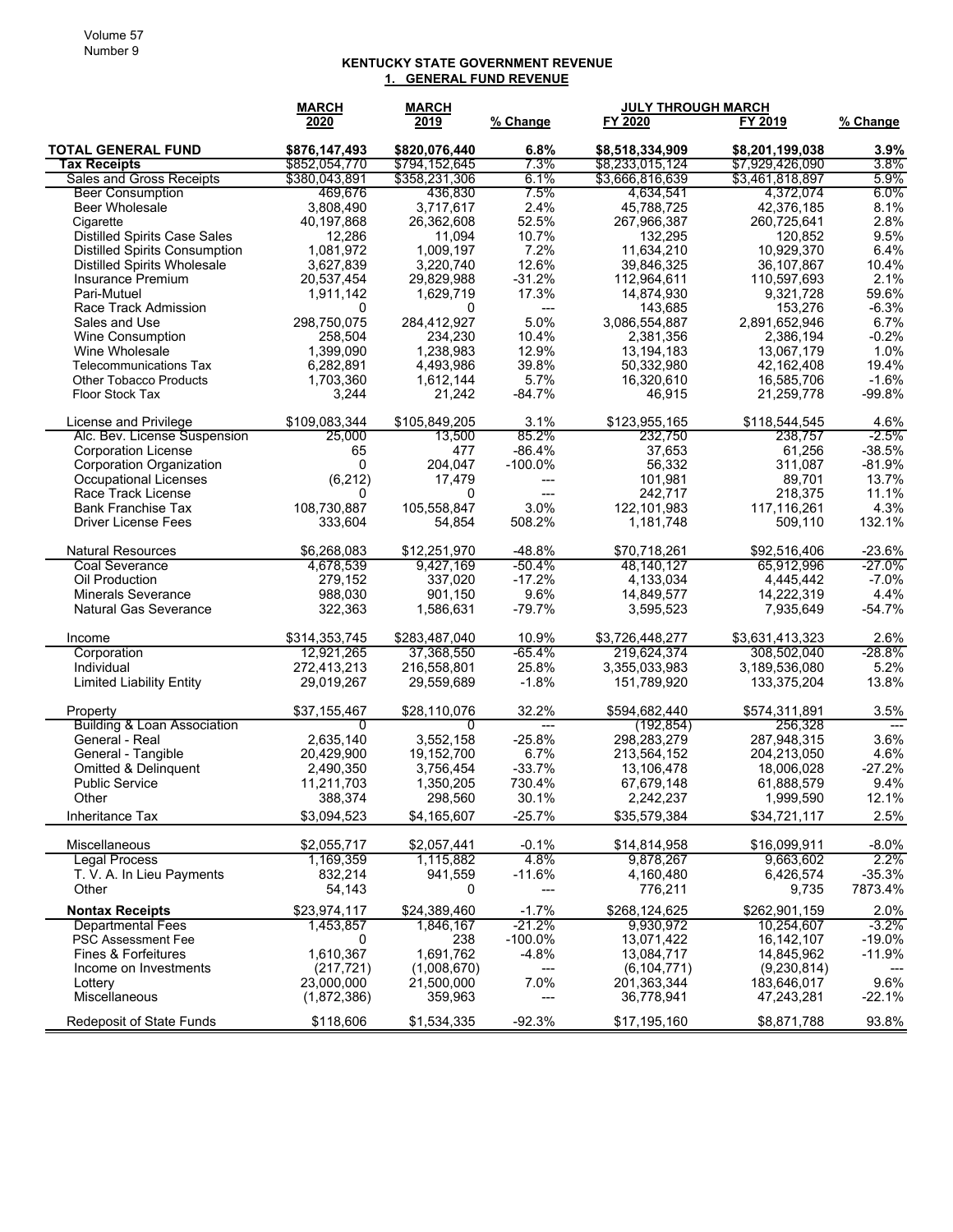# KENTUCKY STATE GOVERNMENT REVENUE

## 1. GENERAL FUND REVENUE

| | MARCH 2020 | MARCH 2019 | % Change | JULY THROUGH MARCH FY 2020 | FY 2019 | % Change |
|---|---|---|---|---|---|---|
| **TOTAL GENERAL FUND** | **$876,147,493** | **$820,076,440** | **6.8%** | **$8,518,334,909** | **$8,201,199,038** | **3.9%** |
| **Tax Receipts** | $852,054,770 | $794,152,645 | 7.3% | $8,233,015,124 | $7,929,426,090 | 3.8% |
| Sales and Gross Receipts | $380,043,891 | $358,231,306 | 6.1% | $3,666,816,639 | $3,461,818,897 | 5.9% |
| Beer Consumption | 469,676 | 436,830 | 7.5% | 4,634,541 | 4,372,074 | 6.0% |
| Beer Wholesale | 3,808,490 | 3,717,617 | 2.4% | 45,788,725 | 42,376,185 | 8.1% |
| Cigarette | 40,197,868 | 26,362,608 | 52.5% | 267,966,387 | 260,725,641 | 2.8% |
| Distilled Spirits Case Sales | 12,286 | 11,094 | 10.7% | 132,295 | 120,852 | 9.5% |
| Distilled Spirits Consumption | 1,081,972 | 1,009,197 | 7.2% | 11,634,210 | 10,929,370 | 6.4% |
| Distilled Spirits Wholesale | 3,627,839 | 3,220,740 | 12.6% | 39,846,325 | 36,107,867 | 10.4% |
| Insurance Premium | 20,537,454 | 29,829,988 | -31.2% | 112,964,611 | 110,597,693 | 2.1% |
| Pari-Mutuel | 1,911,142 | 1,629,719 | 17.3% | 14,874,930 | 9,321,728 | 59.6% |
| Race Track Admission | 0 | 0 | --- | 143,685 | 153,276 | -6.3% |
| Sales and Use | 298,750,075 | 284,412,927 | 5.0% | 3,086,554,887 | 2,891,652,946 | 6.7% |
| Wine Consumption | 258,504 | 234,230 | 10.4% | 2,381,356 | 2,386,194 | -0.2% |
| Wine Wholesale | 1,399,090 | 1,238,983 | 12.9% | 13,194,183 | 13,067,179 | 1.0% |
| Telecommunications Tax | 6,282,891 | 4,493,986 | 39.8% | 50,332,980 | 42,162,408 | 19.4% |
| Other Tobacco Products | 1,703,360 | 1,612,144 | 5.7% | 16,320,610 | 16,585,706 | -1.6% |
| Floor Stock Tax | 3,244 | 21,242 | -84.7% | 46,915 | 21,259,778 | -99.8% |
| License and Privilege | $109,083,344 | $105,849,205 | 3.1% | $123,955,165 | $118,544,545 | 4.6% |
| Alc. Bev. License Suspension | 25,000 | 13,500 | 85.2% | 232,750 | 238,757 | -2.5% |
| Corporation License | 65 | 477 | -86.4% | 37,653 | 61,256 | -38.5% |
| Corporation Organization | 0 | 204,047 | -100.0% | 56,332 | 311,087 | -81.9% |
| Occupational Licenses | (6,212) | 17,479 | --- | 101,981 | 89,701 | 13.7% |
| Race Track License | 0 | 0 | --- | 242,717 | 218,375 | 11.1% |
| Bank Franchise Tax | 108,730,887 | 105,558,847 | 3.0% | 122,101,983 | 117,116,261 | 4.3% |
| Driver License Fees | 333,604 | 54,854 | 508.2% | 1,181,748 | 509,110 | 132.1% |
| Natural Resources | $6,268,083 | $12,251,970 | -48.8% | $70,718,261 | $92,516,406 | -23.6% |
| Coal Severance | 4,678,539 | 9,427,169 | -50.4% | 48,140,127 | 65,912,996 | -27.0% |
| Oil Production | 279,152 | 337,020 | -17.2% | 4,133,034 | 4,445,442 | -7.0% |
| Minerals Severance | 988,030 | 901,150 | 9.6% | 14,849,577 | 14,222,319 | 4.4% |
| Natural Gas Severance | 322,363 | 1,586,631 | -79.7% | 3,595,523 | 7,935,649 | -54.7% |
| Income | $314,353,745 | $283,487,040 | 10.9% | $3,726,448,277 | $3,631,413,323 | 2.6% |
| Corporation | 12,921,265 | 37,368,550 | -65.4% | 219,624,374 | 308,502,040 | -28.8% |
| Individual | 272,413,213 | 216,558,801 | 25.8% | 3,355,033,983 | 3,189,536,080 | 5.2% |
| Limited Liability Entity | 29,019,267 | 29,559,689 | -1.8% | 151,789,920 | 133,375,204 | 13.8% |
| Property | $37,155,467 | $28,110,076 | 32.2% | $594,682,440 | $574,311,891 | 3.5% |
| Building & Loan Association | 0 | 0 | --- | (192,854) | 256,328 | --- |
| General - Real | 2,635,140 | 3,552,158 | -25.8% | 298,283,279 | 287,948,315 | 3.6% |
| General - Tangible | 20,429,900 | 19,152,700 | 6.7% | 213,564,152 | 204,213,050 | 4.6% |
| Omitted & Delinquent | 2,490,350 | 3,756,454 | -33.7% | 13,106,478 | 18,006,028 | -27.2% |
| Public Service | 11,211,703 | 1,350,205 | 730.4% | 67,679,148 | 61,888,579 | 9.4% |
| Other | 388,374 | 298,560 | 30.1% | 2,242,237 | 1,999,590 | 12.1% |
| Inheritance Tax | $3,094,523 | $4,165,607 | -25.7% | $35,579,384 | $34,721,117 | 2.5% |
| Miscellaneous | $2,055,717 | $2,057,441 | -0.1% | $14,814,958 | $16,099,911 | -8.0% |
| Legal Process | 1,169,359 | 1,115,882 | 4.8% | 9,878,267 | 9,663,602 | 2.2% |
| T. V. A. In Lieu Payments | 832,214 | 941,559 | -11.6% | 4,160,480 | 6,426,574 | -35.3% |
| Other | 54,143 | 0 | --- | 776,211 | 9,735 | 7873.4% |
| **Nontax Receipts** | $23,974,117 | $24,389,460 | -1.7% | $268,124,625 | $262,901,159 | 2.0% |
| Departmental Fees | 1,453,857 | 1,846,167 | -21.2% | 9,930,972 | 10,254,607 | -3.2% |
| PSC Assessment Fee | 0 | 238 | -100.0% | 13,071,422 | 16,142,107 | -19.0% |
| Fines & Forfeitures | 1,610,367 | 1,691,762 | -4.8% | 13,084,717 | 14,845,962 | -11.9% |
| Income on Investments | (217,721) | (1,008,670) | --- | (6,104,771) | (9,230,814) | --- |
| Lottery | 23,000,000 | 21,500,000 | 7.0% | 201,363,344 | 183,646,017 | 9.6% |
| Miscellaneous | (1,872,386) | 359,963 | --- | 36,778,941 | 47,243,281 | -22.1% |
| Redeposit of State Funds | $118,606 | $1,534,335 | -92.3% | $17,195,160 | $8,871,788 | 93.8% |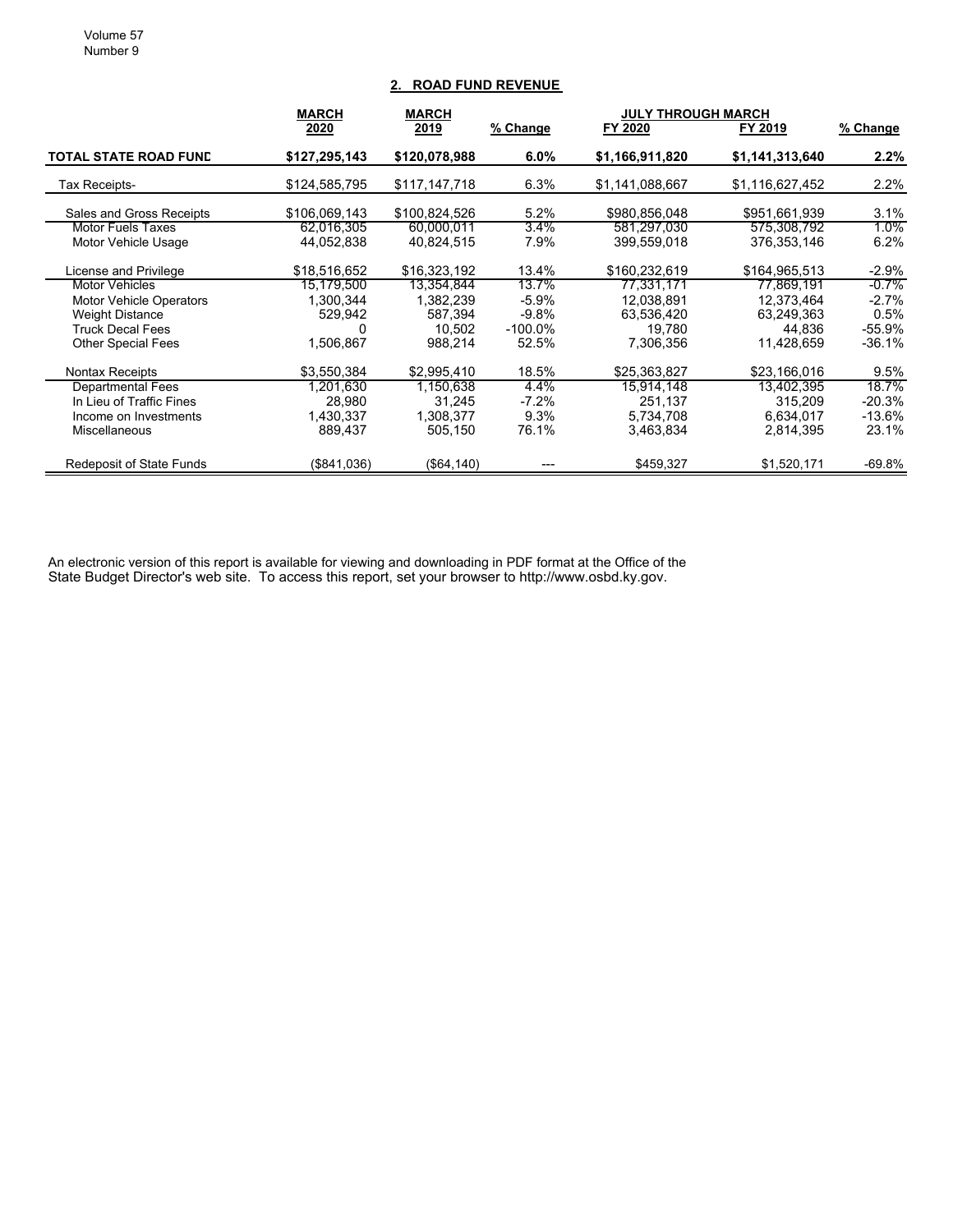## 2. ROAD FUND REVENUE

| | MARCH 2020 | MARCH 2019 | % Change | JULY THROUGH MARCH FY 2020 | FY 2019 | % Change |
|---|---|---|---|---|---|---|
| **TOTAL STATE ROAD FUND** | **$127,295,143** | **$120,078,988** | **6.0%** | **$1,166,911,820** | **$1,141,313,640** | **2.2%** |
| Tax Receipts- | $124,585,795 | $117,147,718 | 6.3% | $1,141,088,667 | $1,116,627,452 | 2.2% |
| Sales and Gross Receipts | $106,069,143 | $100,824,526 | 5.2% | $980,856,048 | $951,661,939 | 3.1% |
| Motor Fuels Taxes | 62,016,305 | 60,000,011 | 3.4% | 581,297,030 | 575,308,792 | 1.0% |
| Motor Vehicle Usage | 44,052,838 | 40,824,515 | 7.9% | 399,559,018 | 376,353,146 | 6.2% |
| License and Privilege | $18,516,652 | $16,323,192 | 13.4% | $160,232,619 | $164,965,513 | -2.9% |
| Motor Vehicles | 15,179,500 | 13,354,844 | 13.7% | 77,331,171 | 77,869,191 | -0.7% |
| Motor Vehicle Operators | 1,300,344 | 1,382,239 | -5.9% | 12,038,891 | 12,373,464 | -2.7% |
| Weight Distance | 529,942 | 587,394 | -9.8% | 63,536,420 | 63,249,363 | 0.5% |
| Truck Decal Fees | 0 | 10,502 | -100.0% | 19,780 | 44,836 | -55.9% |
| Other Special Fees | 1,506,867 | 988,214 | 52.5% | 7,306,356 | 11,428,659 | -36.1% |
| Nontax Receipts | $3,550,384 | $2,995,410 | 18.5% | $25,363,827 | $23,166,016 | 9.5% |
| Departmental Fees | 1,201,630 | 1,150,638 | 4.4% | 15,914,148 | 13,402,395 | 18.7% |
| In Lieu of Traffic Fines | 28,980 | 31,245 | -7.2% | 251,137 | 315,209 | -20.3% |
| Income on Investments | 1,430,337 | 1,308,377 | 9.3% | 5,734,708 | 6,634,017 | -13.6% |
| Miscellaneous | 889,437 | 505,150 | 76.1% | 3,463,834 | 2,814,395 | 23.1% |
| Redeposit of State Funds | ($841,036) | ($64,140) | --- | $459,327 | $1,520,171 | -69.8% |

An electronic version of this report is available for viewing and downloading in PDF format at the Office of the State Budget Director's web site. To access this report, set your browser to http://www.osbd.ky.gov.